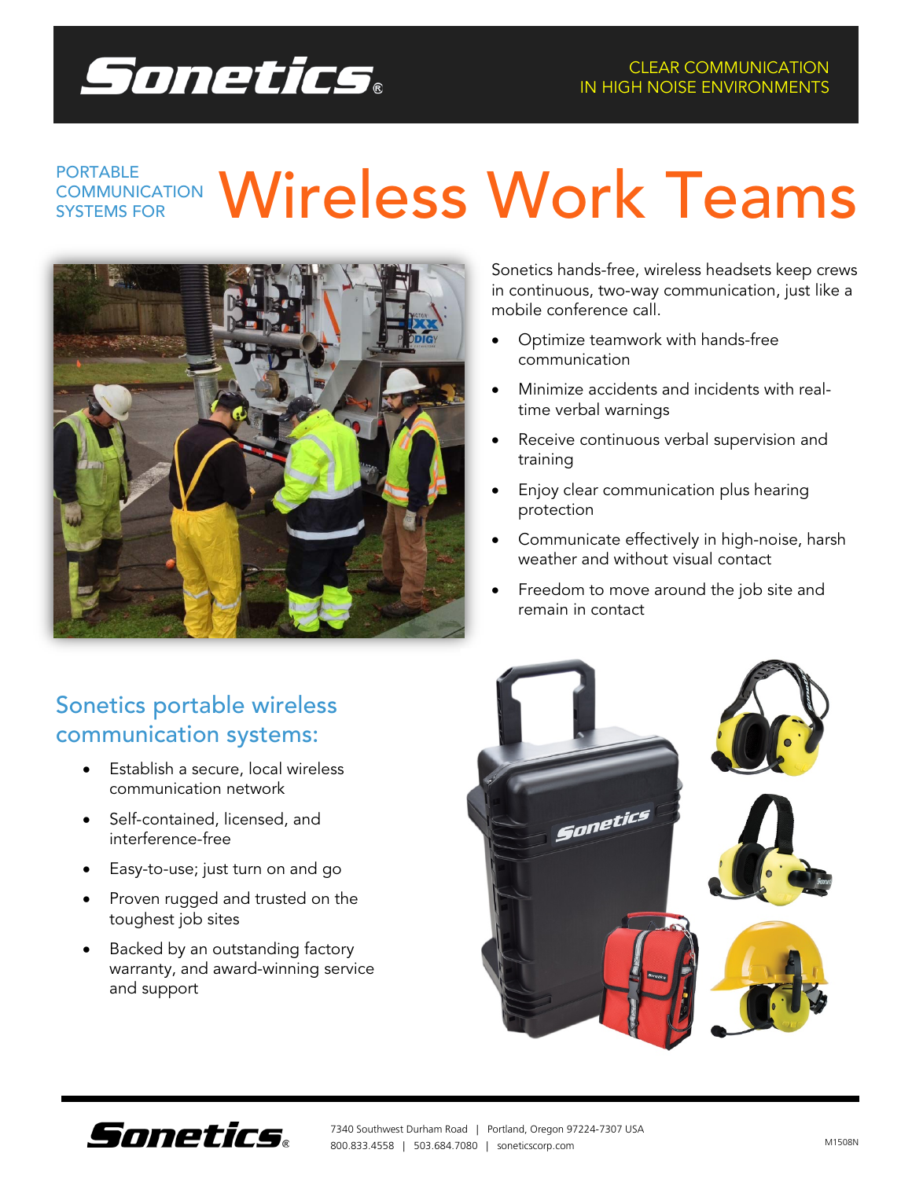# Sonetics

CLEAR COMMUNICATION IN HIGH NOISE ENVIRONMENTS

PORTABLE COMMUNICATION SYSTEMS FOR

# Wireless Work Teams

Sonetics hands-free, wireless headsets keep crews in continuous, two-way communication, just like a mobile conference call.

- Optimize teamwork with hands-free communication
- Minimize accidents and incidents with real-time verbal warnings
- Receive continuous verbal supervision and training
- Enjoy clear communication plus hearing protection
- Communicate effectively in high-noise, harsh weather and without visual contact
- Freedom to move around the job site and remain in contact

## Sonetics portable wireless communication systems:

- Establish a secure, local wireless communication network
- Self-contained, licensed, and interference-free
- Easy-to-use; just turn on and go
- Proven rugged and trusted on the toughest job sites
- Backed by an outstanding factory warranty, and award-winning service and support

Sonetics

7340 Southwest Durham Road | Portland, Oregon 97224-7307 USA
800.833.4558 | 503.684.7080 | soneticscorp.com

M1508N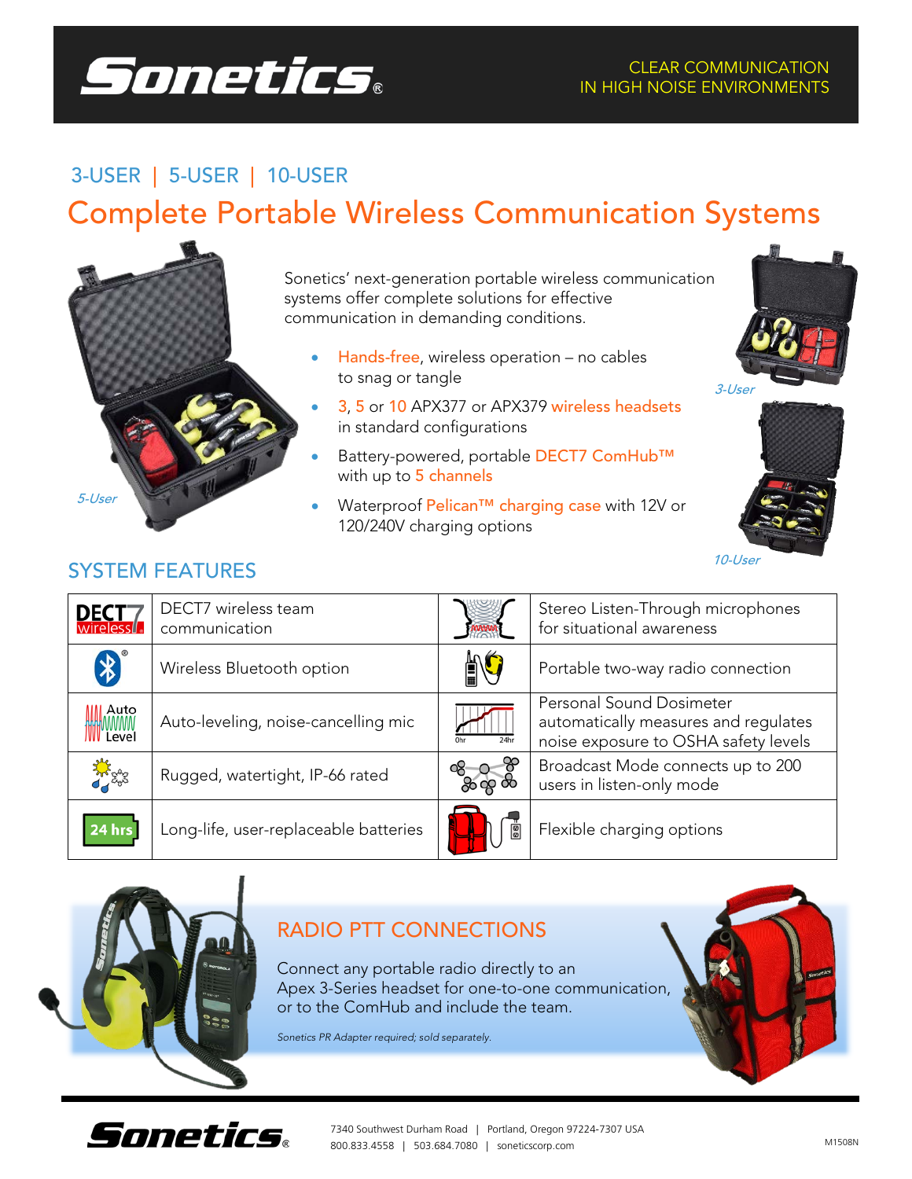Sonetics®

CLEAR COMMUNICATION
IN HIGH NOISE ENVIRONMENTS

## 3-USER | 5-USER | 10-USER

# Complete Portable Wireless Communication Systems

Sonetics' next-generation portable wireless communication systems offer complete solutions for effective communication in demanding conditions.

- Hands-free, wireless operation – no cables to snag or tangle
- 3, 5 or 10 APX377 or APX379 wireless headsets in standard configurations
- Battery-powered, portable DECT7 ComHub™ with up to 5 channels
- Waterproof Pelican™ charging case with 12V or 120/240V charging options

*5-User*

*3-User*

*10-User*

## SYSTEM FEATURES

| | | | |
|---|---|---|---|
| DECT7 wireless | DECT7 wireless team communication | | Stereo Listen-Through microphones for situational awareness |
| | Wireless Bluetooth option | | Portable two-way radio connection |
| Auto Level | Auto-leveling, noise-cancelling mic | 0hr 24hr | Personal Sound Dosimeter automatically measures and regulates noise exposure to OSHA safety levels |
| | Rugged, watertight, IP-66 rated | | Broadcast Mode connects up to 200 users in listen-only mode |
| 24 hrs | Long-life, user-replaceable batteries | | Flexible charging options |

## RADIO PTT CONNECTIONS

Connect any portable radio directly to an Apex 3-Series headset for one-to-one communication, or to the ComHub and include the team.

*Sonetics PR Adapter required; sold separately.*

Sonetics®

7340 Southwest Durham Road | Portland, Oregon 97224-7307 USA
800.833.4558 | 503.684.7080 | soneticscorp.com

M1508N